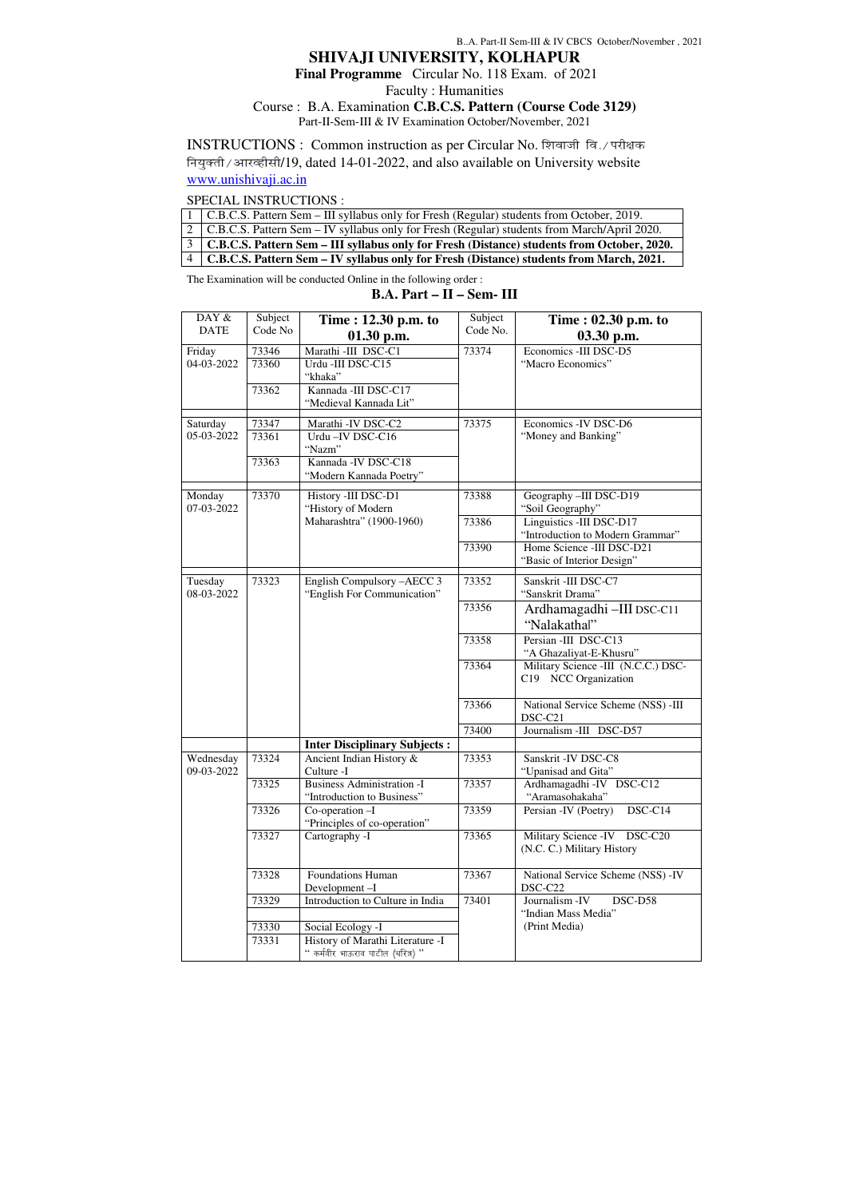# SHIVAJI UNIVERSITY, KOLHAPUR

**Final Programme** Circular No. 118 Exam. of 2021

Faculty : Humanities

Course : B.A. Examination **C.B.C.S. Pattern (Course Code 3129)**

Part-II-Sem-III & IV Examination October/November, 2021

INSTRUCTIONS : Common instruction as per Circular No. शिवाजी वि./परीक्षक नियुक्ती/आरव्हीसी/19, dated 14-01-2022, and also available on University website www.unishivaji.ac.in

SPECIAL INSTRUCTIONS :

| | |
|---|---|
| 1 | C.B.C.S. Pattern Sem – III syllabus only for Fresh (Regular) students from October, 2019. |
| 2 | C.B.C.S. Pattern Sem – IV syllabus only for Fresh (Regular) students from March/April 2020. |
| 3 | **C.B.C.S. Pattern Sem – III syllabus only for Fresh (Distance) students from October, 2020.** |
| 4 | **C.B.C.S. Pattern Sem – IV syllabus only for Fresh (Distance) students from March, 2021.** |

The Examination will be conducted Online in the following order :

## B.A. Part – II – Sem- III

| DAY & DATE | Subject Code No | Time : 12.30 p.m. to 01.30 p.m. | Subject Code No. | Time : 02.30 p.m. to 03.30 p.m. |
|---|---|---|---|---|
| Friday 04-03-2022 | 73346 | Marathi -III DSC-C1 | 73374 | Economics -III DSC-D5 "Macro Economics" |
| | 73360 | Urdu -III DSC-C15 "khaka" | | |
| | 73362 | Kannada -III DSC-C17 "Medieval Kannada Lit" | | |
| Saturday 05-03-2022 | 73347 | Marathi -IV DSC-C2 | 73375 | Economics -IV DSC-D6 "Money and Banking" |
| | 73361 | Urdu –IV DSC-C16 "Nazm" | | |
| | 73363 | Kannada -IV DSC-C18 "Modern Kannada Poetry" | | |
| Monday 07-03-2022 | 73370 | History -III DSC-D1 "History of Modern Maharashtra" (1900-1960) | 73388 | Geography –III DSC-D19 "Soil Geography" |
| | | | 73386 | Linguistics -III DSC-D17 "Introduction to Modern Grammar" |
| | | | 73390 | Home Science -III DSC-D21 "Basic of Interior Design" |
| Tuesday 08-03-2022 | 73323 | English Compulsory –AECC 3 "English For Communication" | 73352 | Sanskrit -III DSC-C7 "Sanskrit Drama" |
| | | | 73356 | Ardhamagadhi –III DSC-C11 "Nalakathal" |
| | | | 73358 | Persian -III DSC-C13 "A Ghazaliyat-E-Khusru" |
| | | | 73364 | Military Science -III (N.C.C.) DSC-C19 NCC Organization |
| | | | 73366 | National Service Scheme (NSS) -III DSC-C21 |
| | | | 73400 | Journalism -III DSC-D57 |
| | | **Inter Disciplinary Subjects :** | | |
| Wednesday 09-03-2022 | 73324 | Ancient Indian History & Culture -I | 73353 | Sanskrit -IV DSC-C8 "Upanisad and Gita" |
| | 73325 | Business Administration -I "Introduction to Business" | 73357 | Ardhamagadhi -IV DSC-C12 "Aramasohakaha" |
| | 73326 | Co-operation –I "Principles of co-operation" | 73359 | Persian -IV (Poetry) DSC-C14 |
| | 73327 | Cartography -I | 73365 | Military Science -IV DSC-C20 (N.C. C.) Military History |
| | 73328 | Foundations Human Development –I | 73367 | National Service Scheme (NSS) -IV DSC-C22 |
| | 73329 | Introduction to Culture in India | 73401 | Journalism -IV DSC-D58 "Indian Mass Media" (Print Media) |
| | 73330 | Social Ecology -I | | |
| | 73331 | History of Marathi Literature -I " कर्मवीर भाऊराव पाटील (चरित्र) " | | |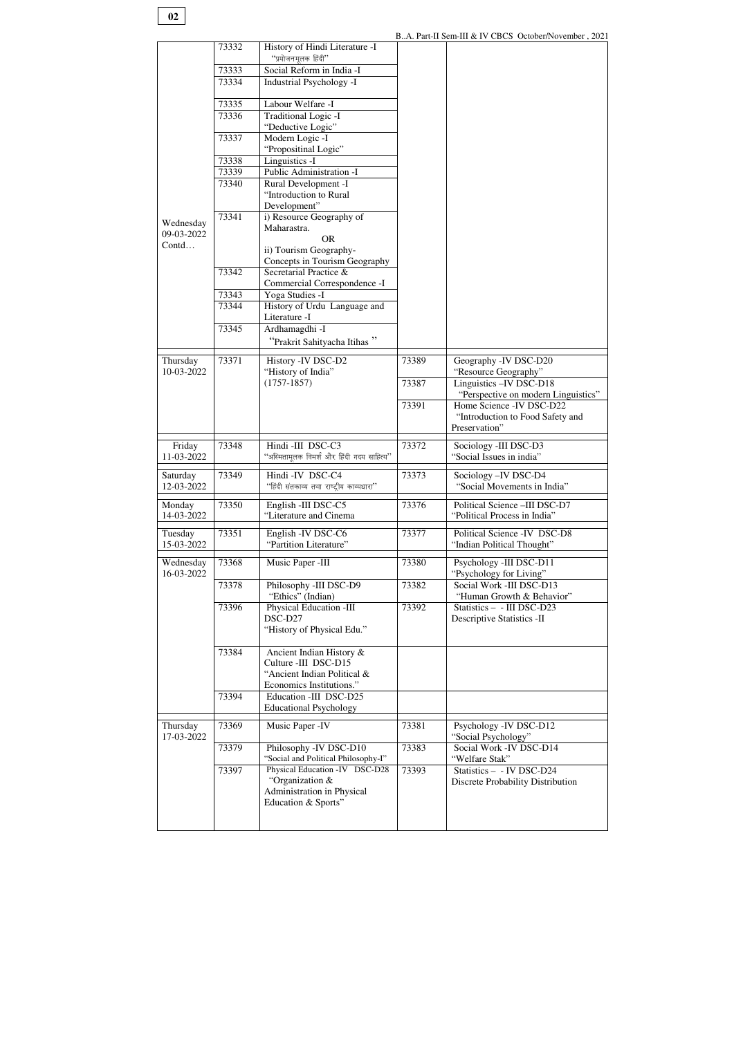| | | | | |
|---|---|---|---|---|
| Wednesday 09-03-2022 Contd… | 73332 | History of Hindi Literature -I "प्रयोजनमूलक हिंदी" | | |
| | 73333 | Social Reform in India -I | | |
| | 73334 | Industrial Psychology -I | | |
| | 73335 | Labour Welfare -I | | |
| | 73336 | Traditional Logic -I "Deductive Logic" | | |
| | 73337 | Modern Logic -I "Propositinal Logic" | | |
| | 73338 | Linguistics -I | | |
| | 73339 | Public Administration -I | | |
| | 73340 | Rural Development -I "Introduction to Rural Development" | | |
| | 73341 | i) Resource Geography of Maharastra. OR ii) Tourism Geography- Concepts in Tourism Geography | | |
| | 73342 | Secretarial Practice & Commercial Correspondence -I | | |
| | 73343 | Yoga Studies -I | | |
| | 73344 | History of Urdu Language and Literature -I | | |
| | 73345 | Ardhamagdhi -I "Prakrit Sahityacha Itihas " | | |
| Thursday 10-03-2022 | 73371 | History -IV DSC-D2 "History of India" (1757-1857) | 73389 | Geography -IV DSC-D20 "Resource Geography" |
| | | | 73387 | Linguistics –IV DSC-D18 "Perspective on modern Linguistics" |
| | | | 73391 | Home Science -IV DSC-D22 "Introduction to Food Safety and Preservation" |
| Friday 11-03-2022 | 73348 | Hindi -III DSC-C3 "अस्मितामूलक विमर्श और हिंदी गद्य साहित्य" | 73372 | Sociology -III DSC-D3 "Social Issues in india" |
| Saturday 12-03-2022 | 73349 | Hindi -IV DSC-C4 "हिंदी संतकाव्य तथा राष्ट्रीय काव्यधारा" | 73373 | Sociology –IV DSC-D4 "Social Movements in India" |
| Monday 14-03-2022 | 73350 | English -III DSC-C5 "Literature and Cinema | 73376 | Political Science –III DSC-D7 "Political Process in India" |
| Tuesday 15-03-2022 | 73351 | English -IV DSC-C6 "Partition Literature" | 73377 | Political Science -IV DSC-D8 "Indian Political Thought" |
| Wednesday 16-03-2022 | 73368 | Music Paper -III | 73380 | Psychology -III DSC-D11 "Psychology for Living" |
| | 73378 | Philosophy -III DSC-D9 "Ethics" (Indian) | 73382 | Social Work -III DSC-D13 "Human Growth & Behavior" |
| | 73396 | Physical Education -III DSC-D27 "History of Physical Edu." | 73392 | Statistics – - III DSC-D23 Descriptive Statistics -II |
| | 73384 | Ancient Indian History & Culture -III DSC-D15 "Ancient Indian Political & Economics Institutions." | | |
| | 73394 | Education -III DSC-D25 Educational Psychology | | |
| Thursday 17-03-2022 | 73369 | Music Paper -IV | 73381 | Psychology -IV DSC-D12 "Social Psychology" |
| | 73379 | Philosophy -IV DSC-D10 "Social and Political Philosophy-I" | 73383 | Social Work -IV DSC-D14 "Welfare Stak" |
| | 73397 | Physical Education -IV DSC-D28 "Organization & Administration in Physical Education & Sports" | 73393 | Statistics – - IV DSC-D24 Discrete Probability Distribution |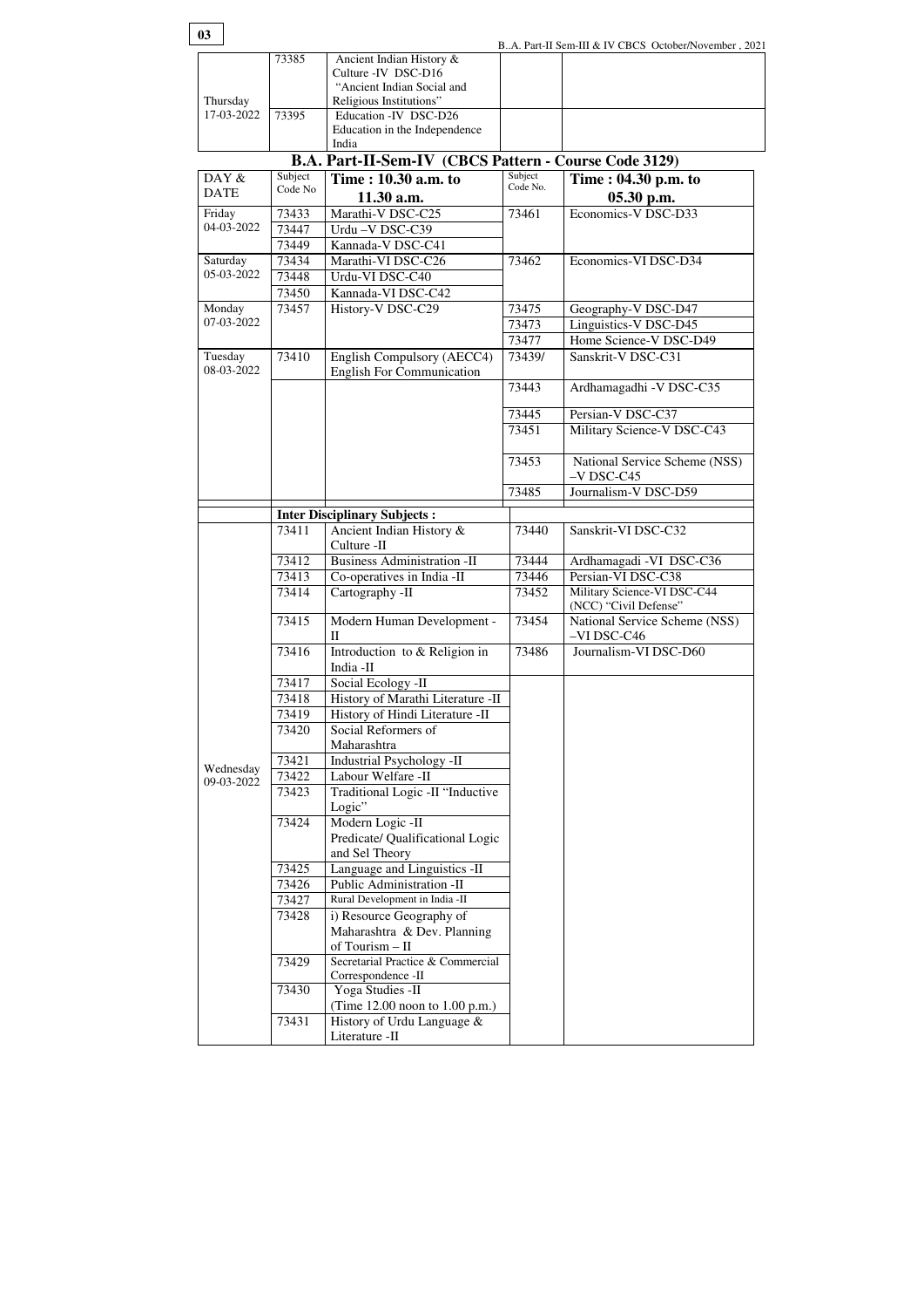| | | | | |
|---|---|---|---|---|
| Thursday 17-03-2022 | 73385 | Ancient Indian History & Culture -IV DSC-D16 "Ancient Indian Social and Religious Institutions" | | |
| | 73395 | Education -IV DSC-D26 Education in the Independence India | | |

## B.A. Part-II-Sem-IV (CBCS Pattern - Course Code 3129)

| DAY & DATE | Subject Code No | Time : 10.30 a.m. to 11.30 a.m. | Subject Code No. | Time : 04.30 p.m. to 05.30 p.m. |
|---|---|---|---|---|
| Friday 04-03-2022 | 73433 | Marathi-V DSC-C25 | 73461 | Economics-V DSC-D33 |
| | 73447 | Urdu –V DSC-C39 | | |
| | 73449 | Kannada-V DSC-C41 | | |
| Saturday 05-03-2022 | 73434 | Marathi-VI DSC-C26 | 73462 | Economics-VI DSC-D34 |
| | 73448 | Urdu-VI DSC-C40 | | |
| | 73450 | Kannada-VI DSC-C42 | | |
| Monday 07-03-2022 | 73457 | History-V DSC-C29 | 73475 | Geography-V DSC-D47 |
| | | | 73473 | Linguistics-V DSC-D45 |
| | | | 73477 | Home Science-V DSC-D49 |
| Tuesday 08-03-2022 | 73410 | English Compulsory (AECC4) English For Communication | 73439/ | Sanskrit-V DSC-C31 |
| | | | 73443 | Ardhamagadhi -V DSC-C35 |
| | | | 73445 | Persian-V DSC-C37 |
| | | | 73451 | Military Science-V DSC-C43 |
| | | | 73453 | National Service Scheme (NSS) –V DSC-C45 |
| | | | 73485 | Journalism-V DSC-D59 |
| | | **Inter Disciplinary Subjects :** | | |
| Wednesday 09-03-2022 | 73411 | Ancient Indian History & Culture -II | 73440 | Sanskrit-VI DSC-C32 |
| | 73412 | Business Administration -II | 73444 | Ardhamagadi -VI DSC-C36 |
| | 73413 | Co-operatives in India -II | 73446 | Persian-VI DSC-C38 |
| | 73414 | Cartography -II | 73452 | Military Science-VI DSC-C44 (NCC) "Civil Defense" |
| | 73415 | Modern Human Development - II | 73454 | National Service Scheme (NSS) –VI DSC-C46 |
| | 73416 | Introduction to & Religion in India -II | 73486 | Journalism-VI DSC-D60 |
| | 73417 | Social Ecology -II | | |
| | 73418 | History of Marathi Literature -II | | |
| | 73419 | History of Hindi Literature -II | | |
| | 73420 | Social Reformers of Maharashtra | | |
| | 73421 | Industrial Psychology -II | | |
| | 73422 | Labour Welfare -II | | |
| | 73423 | Traditional Logic -II "Inductive Logic" | | |
| | 73424 | Modern Logic -II Predicate/ Qualificational Logic and Sel Theory | | |
| | 73425 | Language and Linguistics -II | | |
| | 73426 | Public Administration -II | | |
| | 73427 | Rural Development in India -II | | |
| | 73428 | i) Resource Geography of Maharashtra & Dev. Planning of Tourism – II | | |
| | 73429 | Secretarial Practice & Commercial Correspondence -II | | |
| | 73430 | Yoga Studies -II (Time 12.00 noon to 1.00 p.m.) | | |
| | 73431 | History of Urdu Language & Literature -II | | |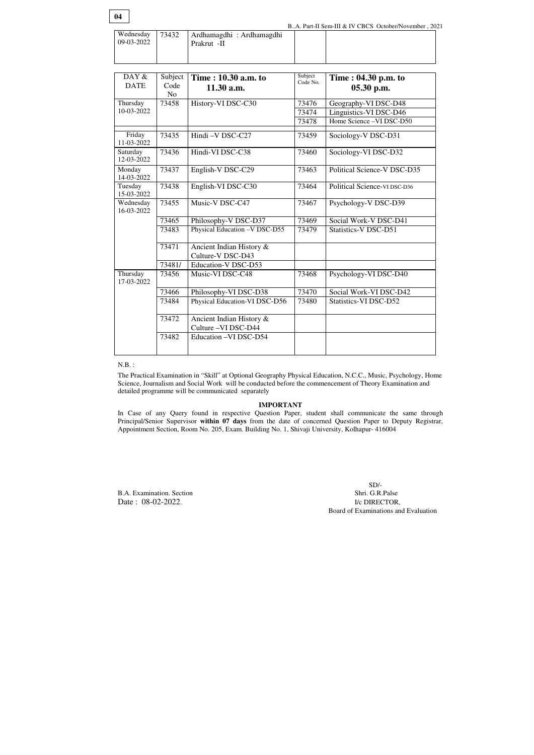| | | | | |
|---|---|---|---|---|
| Wednesday 09-03-2022 | 73432 | Ardhamagdhi : Ardhamagdhi Prakrut -II | | |

| DAY & DATE | Subject Code No | Time : 10.30 a.m. to 11.30 a.m. | Subject Code No. | Time : 04.30 p.m. to 05.30 p.m. |
|---|---|---|---|---|
| Thursday 10-03-2022 | 73458 | History-VI DSC-C30 | 73476 | Geography-VI DSC-D48 |
| | | | 73474 | Linguistics-VI DSC-D46 |
| | | | 73478 | Home Science –VI DSC-D50 |
| Friday 11-03-2022 | 73435 | Hindi –V DSC-C27 | 73459 | Sociology-V DSC-D31 |
| Saturday 12-03-2022 | 73436 | Hindi-VI DSC-C38 | 73460 | Sociology-VI DSC-D32 |
| Monday 14-03-2022 | 73437 | English-V DSC-C29 | 73463 | Political Science-V DSC-D35 |
| Tuesday 15-03-2022 | 73438 | English-VI DSC-C30 | 73464 | Political Science-VI DSC-D36 |
| Wednesday 16-03-2022 | 73455 | Music-V DSC-C47 | 73467 | Psychology-V DSC-D39 |
| | 73465 | Philosophy-V DSC-D37 | 73469 | Social Work-V DSC-D41 |
| | 73483 | Physical Education –V DSC-D55 | 73479 | Statistics-V DSC-D51 |
| | 73471 | Ancient Indian History & Culture-V DSC-D43 | | |
| | 73481/ | Education-V DSC-D53 | | |
| Thursday 17-03-2022 | 73456 | Music-VI DSC-C48 | 73468 | Psychology-VI DSC-D40 |
| | 73466 | Philosophy-VI DSC-D38 | 73470 | Social Work-VI DSC-D42 |
| | 73484 | Physical Education-VI DSC-D56 | 73480 | Statistics-VI DSC-D52 |
| | 73472 | Ancient Indian History & Culture –VI DSC-D44 | | |
| | 73482 | Education –VI DSC-D54 | | |

N.B. :

The Practical Examination in "Skill" at Optional Geography Physical Education, N.C.C., Music, Psychology, Home Science, Journalism and Social Work will be conducted before the commencement of Theory Examination and detailed programme will be communicated separately

**IMPORTANT**

In Case of any Query found in respective Question Paper, student shall communicate the same through Principal/Senior Supervisor **within 07 days** from the date of concerned Question Paper to Deputy Registrar, Appointment Section, Room No. 205, Exam. Building No. 1, Shivaji University, Kolhapur- 416004

B.A. Examination. Section
Date : 08-02-2022.

SD/-
Shri. G.R.Palse
I/c DIRECTOR,
Board of Examinations and Evaluation